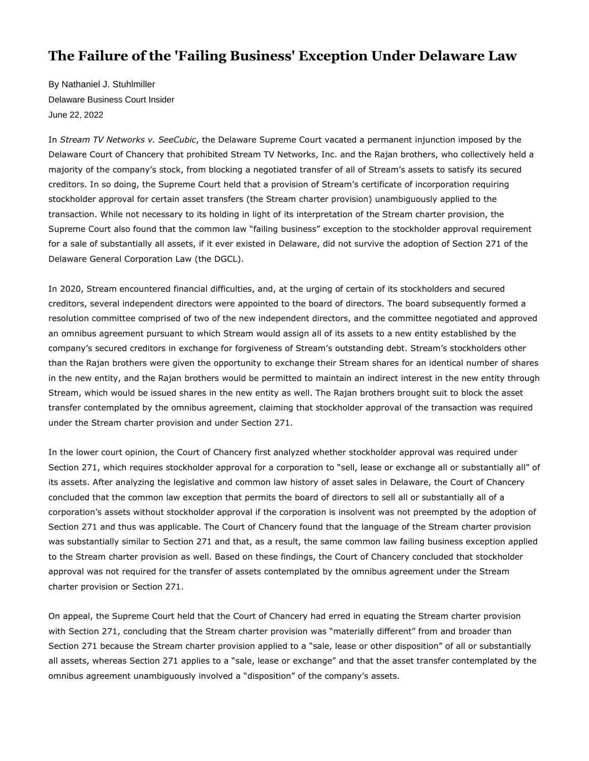# The Failure of the 'Failing Business' Exception Under Delaware Law

By Nathaniel J. Stuhlmiller

Delaware Business Court Insider

June 22, 2022

In *Stream TV Networks v. SeeCubic*, the Delaware Supreme Court vacated a permanent injunction imposed by the Delaware Court of Chancery that prohibited Stream TV Networks, Inc. and the Rajan brothers, who collectively held a majority of the company's stock, from blocking a negotiated transfer of all of Stream's assets to satisfy its secured creditors. In so doing, the Supreme Court held that a provision of Stream's certificate of incorporation requiring stockholder approval for certain asset transfers (the Stream charter provision) unambiguously applied to the transaction. While not necessary to its holding in light of its interpretation of the Stream charter provision, the Supreme Court also found that the common law "failing business" exception to the stockholder approval requirement for a sale of substantially all assets, if it ever existed in Delaware, did not survive the adoption of Section 271 of the Delaware General Corporation Law (the DGCL).

In 2020, Stream encountered financial difficulties, and, at the urging of certain of its stockholders and secured creditors, several independent directors were appointed to the board of directors. The board subsequently formed a resolution committee comprised of two of the new independent directors, and the committee negotiated and approved an omnibus agreement pursuant to which Stream would assign all of its assets to a new entity established by the company's secured creditors in exchange for forgiveness of Stream's outstanding debt. Stream's stockholders other than the Rajan brothers were given the opportunity to exchange their Stream shares for an identical number of shares in the new entity, and the Rajan brothers would be permitted to maintain an indirect interest in the new entity through Stream, which would be issued shares in the new entity as well. The Rajan brothers brought suit to block the asset transfer contemplated by the omnibus agreement, claiming that stockholder approval of the transaction was required under the Stream charter provision and under Section 271.

In the lower court opinion, the Court of Chancery first analyzed whether stockholder approval was required under Section 271, which requires stockholder approval for a corporation to "sell, lease or exchange all or substantially all" of its assets. After analyzing the legislative and common law history of asset sales in Delaware, the Court of Chancery concluded that the common law exception that permits the board of directors to sell all or substantially all of a corporation's assets without stockholder approval if the corporation is insolvent was not preempted by the adoption of Section 271 and thus was applicable. The Court of Chancery found that the language of the Stream charter provision was substantially similar to Section 271 and that, as a result, the same common law failing business exception applied to the Stream charter provision as well. Based on these findings, the Court of Chancery concluded that stockholder approval was not required for the transfer of assets contemplated by the omnibus agreement under the Stream charter provision or Section 271.

On appeal, the Supreme Court held that the Court of Chancery had erred in equating the Stream charter provision with Section 271, concluding that the Stream charter provision was "materially different" from and broader than Section 271 because the Stream charter provision applied to a "sale, lease or other disposition" of all or substantially all assets, whereas Section 271 applies to a "sale, lease or exchange" and that the asset transfer contemplated by the omnibus agreement unambiguously involved a "disposition" of the company's assets.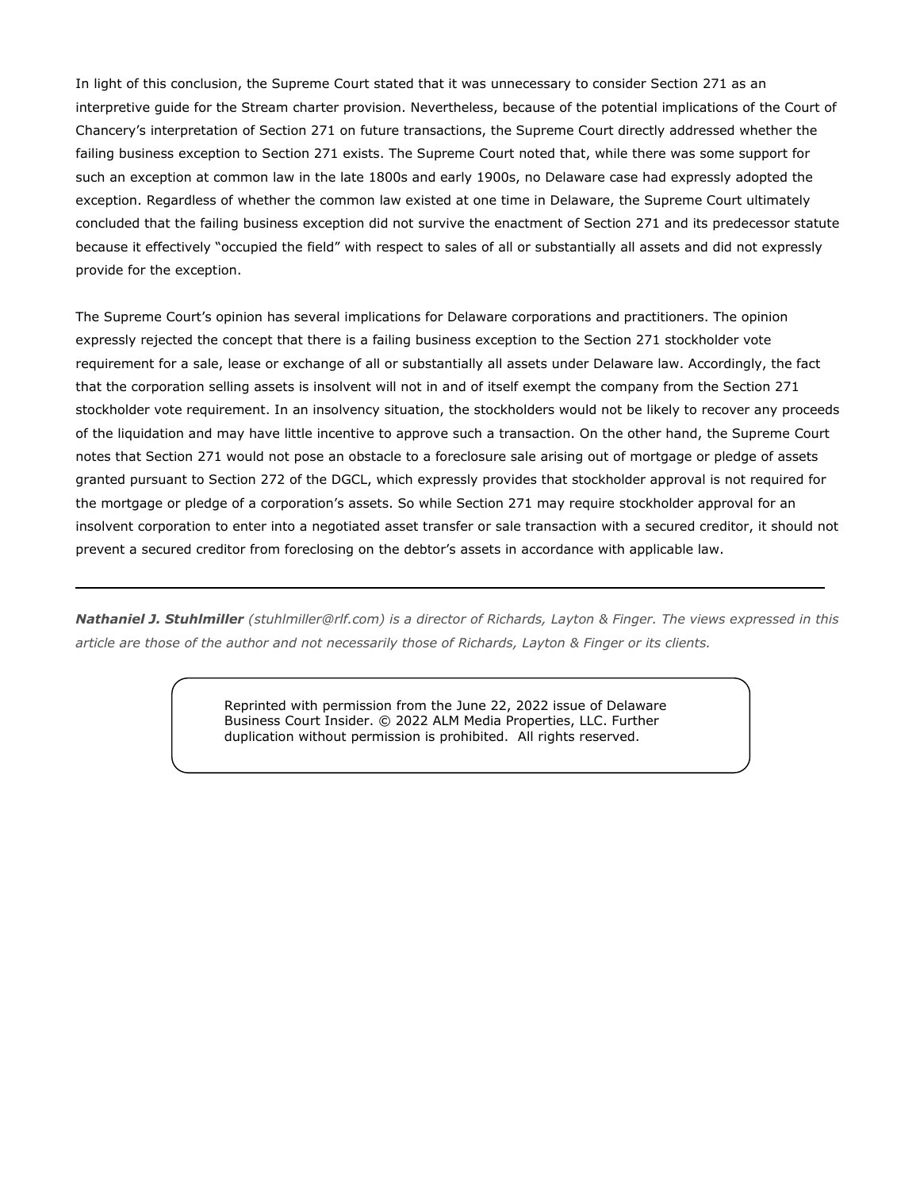In light of this conclusion, the Supreme Court stated that it was unnecessary to consider Section 271 as an interpretive guide for the Stream charter provision. Nevertheless, because of the potential implications of the Court of Chancery's interpretation of Section 271 on future transactions, the Supreme Court directly addressed whether the failing business exception to Section 271 exists. The Supreme Court noted that, while there was some support for such an exception at common law in the late 1800s and early 1900s, no Delaware case had expressly adopted the exception. Regardless of whether the common law existed at one time in Delaware, the Supreme Court ultimately concluded that the failing business exception did not survive the enactment of Section 271 and its predecessor statute because it effectively "occupied the field" with respect to sales of all or substantially all assets and did not expressly provide for the exception.

The Supreme Court's opinion has several implications for Delaware corporations and practitioners. The opinion expressly rejected the concept that there is a failing business exception to the Section 271 stockholder vote requirement for a sale, lease or exchange of all or substantially all assets under Delaware law. Accordingly, the fact that the corporation selling assets is insolvent will not in and of itself exempt the company from the Section 271 stockholder vote requirement. In an insolvency situation, the stockholders would not be likely to recover any proceeds of the liquidation and may have little incentive to approve such a transaction. On the other hand, the Supreme Court notes that Section 271 would not pose an obstacle to a foreclosure sale arising out of mortgage or pledge of assets granted pursuant to Section 272 of the DGCL, which expressly provides that stockholder approval is not required for the mortgage or pledge of a corporation's assets. So while Section 271 may require stockholder approval for an insolvent corporation to enter into a negotiated asset transfer or sale transaction with a secured creditor, it should not prevent a secured creditor from foreclosing on the debtor's assets in accordance with applicable law.

---

***Nathaniel J. Stuhlmiller*** *(stuhlmiller@rlf.com) is a director of Richards, Layton & Finger. The views expressed in this article are those of the author and not necessarily those of Richards, Layton & Finger or its clients.*

Reprinted with permission from the June 22, 2022 issue of Delaware Business Court Insider. © 2022 ALM Media Properties, LLC. Further duplication without permission is prohibited. All rights reserved.